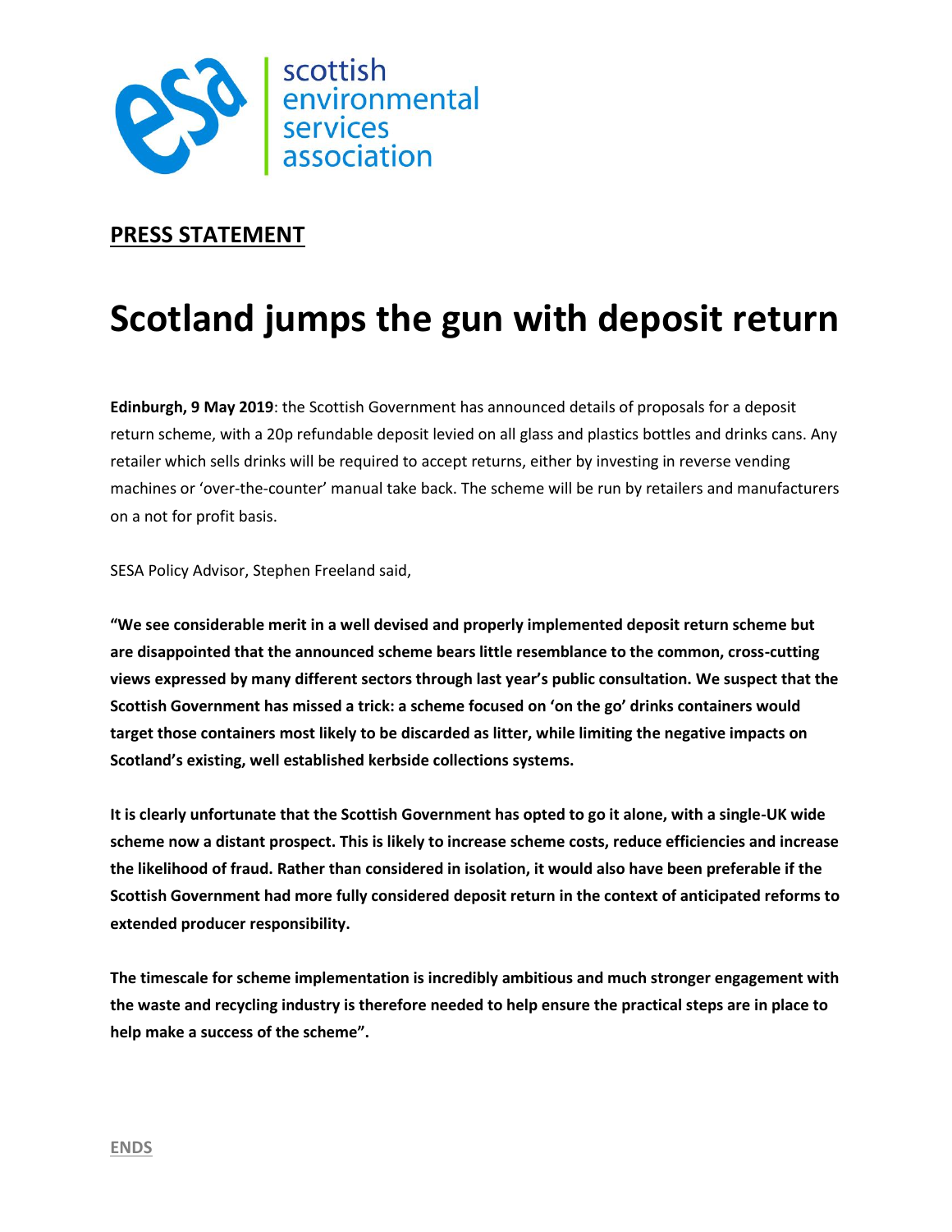scottish environmental services association

**PRESS STATEMENT**

# Scotland jumps the gun with deposit return

**Edinburgh, 9 May 2019**: the Scottish Government has announced details of proposals for a deposit return scheme, with a 20p refundable deposit levied on all glass and plastics bottles and drinks cans. Any retailer which sells drinks will be required to accept returns, either by investing in reverse vending machines or 'over-the-counter' manual take back. The scheme will be run by retailers and manufacturers on a not for profit basis.

SESA Policy Advisor, Stephen Freeland said,

**"We see considerable merit in a well devised and properly implemented deposit return scheme but are disappointed that the announced scheme bears little resemblance to the common, cross-cutting views expressed by many different sectors through last year's public consultation. We suspect that the Scottish Government has missed a trick: a scheme focused on 'on the go' drinks containers would target those containers most likely to be discarded as litter, while limiting the negative impacts on Scotland's existing, well established kerbside collections systems.**

**It is clearly unfortunate that the Scottish Government has opted to go it alone, with a single-UK wide scheme now a distant prospect. This is likely to increase scheme costs, reduce efficiencies and increase the likelihood of fraud. Rather than considered in isolation, it would also have been preferable if the Scottish Government had more fully considered deposit return in the context of anticipated reforms to extended producer responsibility.**

**The timescale for scheme implementation is incredibly ambitious and much stronger engagement with the waste and recycling industry is therefore needed to help ensure the practical steps are in place to help make a success of the scheme".**

**ENDS**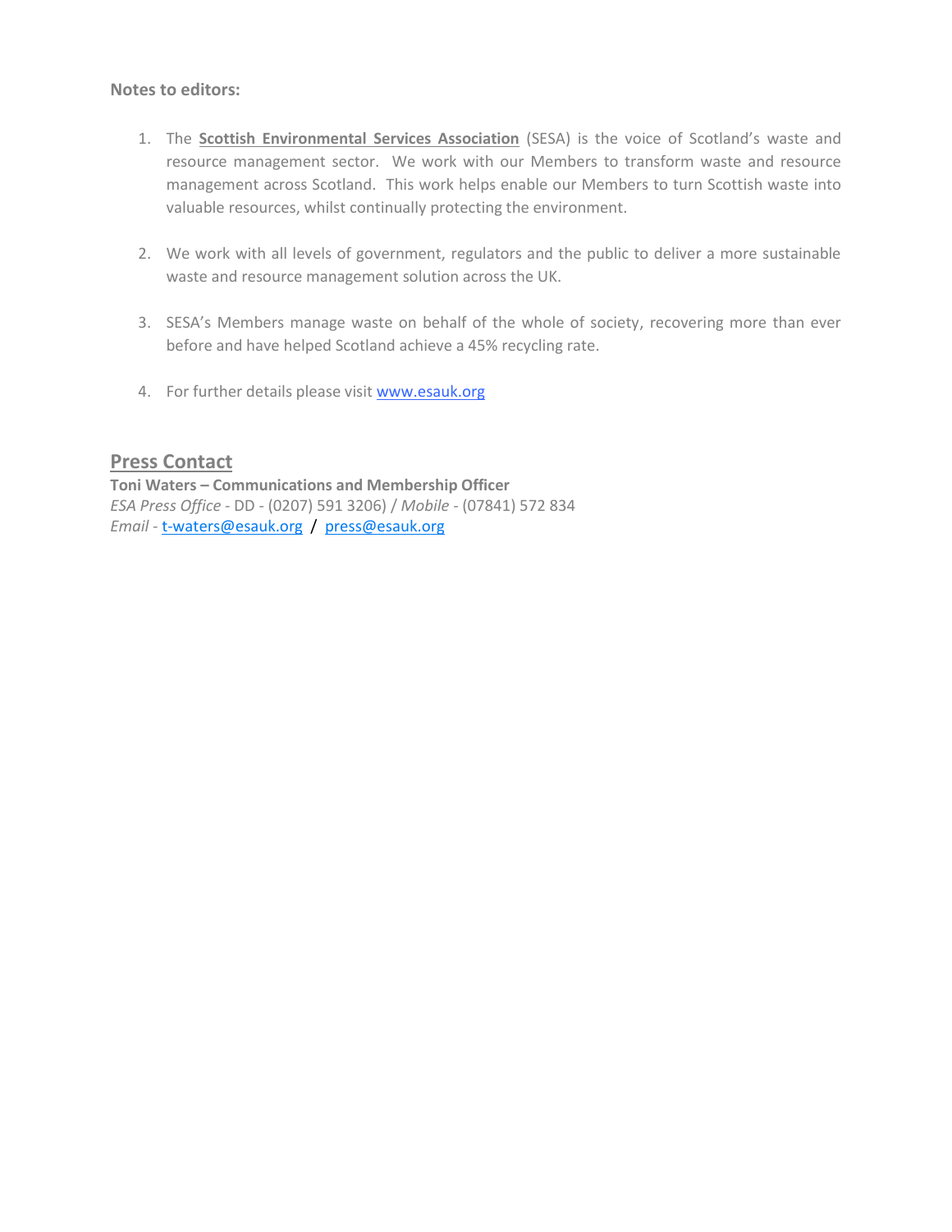**Notes to editors:**

1. The **Scottish Environmental Services Association** (SESA) is the voice of Scotland's waste and resource management sector. We work with our Members to transform waste and resource management across Scotland. This work helps enable our Members to turn Scottish waste into valuable resources, whilst continually protecting the environment.

2. We work with all levels of government, regulators and the public to deliver a more sustainable waste and resource management solution across the UK.

3. SESA's Members manage waste on behalf of the whole of society, recovering more than ever before and have helped Scotland achieve a 45% recycling rate.

4. For further details please visit www.esauk.org

## Press Contact

**Toni Waters – Communications and Membership Officer**
*ESA Press Office* - DD - (0207) 591 3206) / *Mobile* - (07841) 572 834
*Email* - t-waters@esauk.org / press@esauk.org